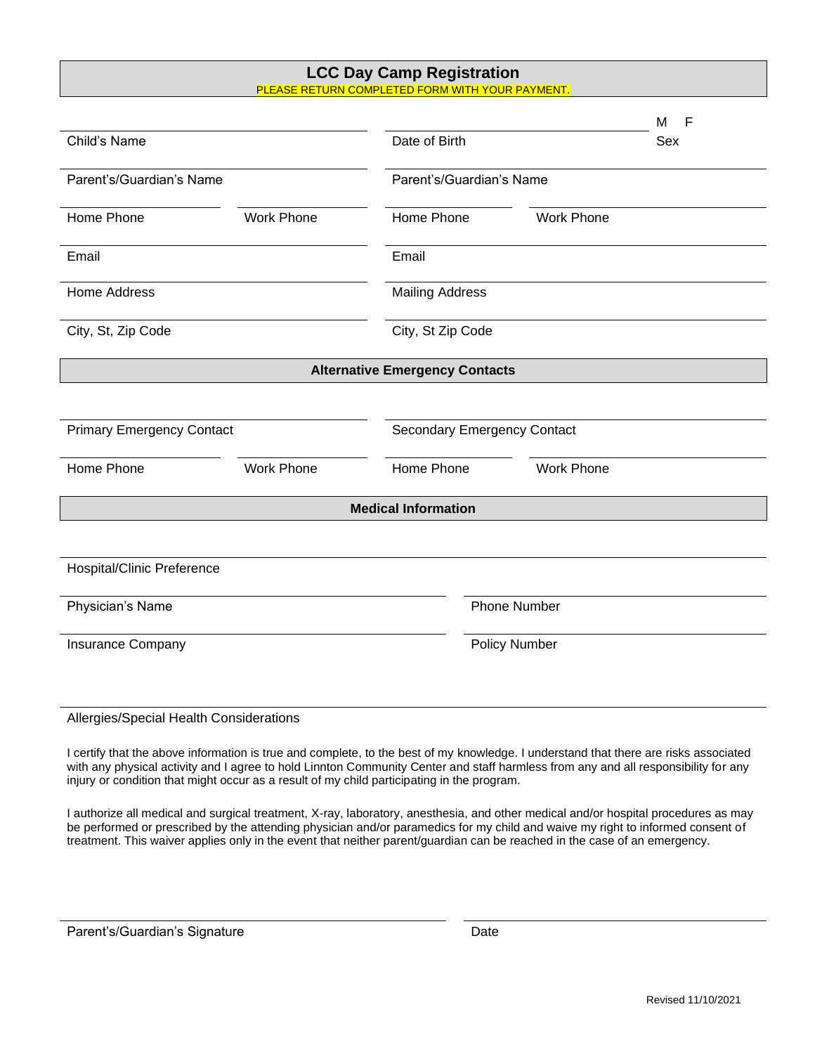# LCC Day Camp Registration

PLEASE RETURN COMPLETED FORM WITH YOUR PAYMENT.

| | | | |
|---|---|---|---|
| Child's Name | | Date of Birth | M F Sex |
| Parent's/Guardian's Name | | Parent's/Guardian's Name | |
| Home Phone | Work Phone | Home Phone | Work Phone |
| Email | | Email | |
| Home Address | | Mailing Address | |
| City, St, Zip Code | | City, St Zip Code | |

## Alternative Emergency Contacts

| | | | |
|---|---|---|---|
| Primary Emergency Contact | | Secondary Emergency Contact | |
| Home Phone | Work Phone | Home Phone | Work Phone |

## Medical Information

Hospital/Clinic Preference

| | |
|---|---|
| Physician's Name | Phone Number |
| Insurance Company | Policy Number |

Allergies/Special Health Considerations

I certify that the above information is true and complete, to the best of my knowledge. I understand that there are risks associated with any physical activity and I agree to hold Linnton Community Center and staff harmless from any and all responsibility for any injury or condition that might occur as a result of my child participating in the program.

I authorize all medical and surgical treatment, X-ray, laboratory, anesthesia, and other medical and/or hospital procedures as may be performed or prescribed by the attending physician and/or paramedics for my child and waive my right to informed consent of treatment. This waiver applies only in the event that neither parent/guardian can be reached in the case of an emergency.

| | |
|---|---|
| Parent's/Guardian's Signature | Date |

Revised 11/10/2021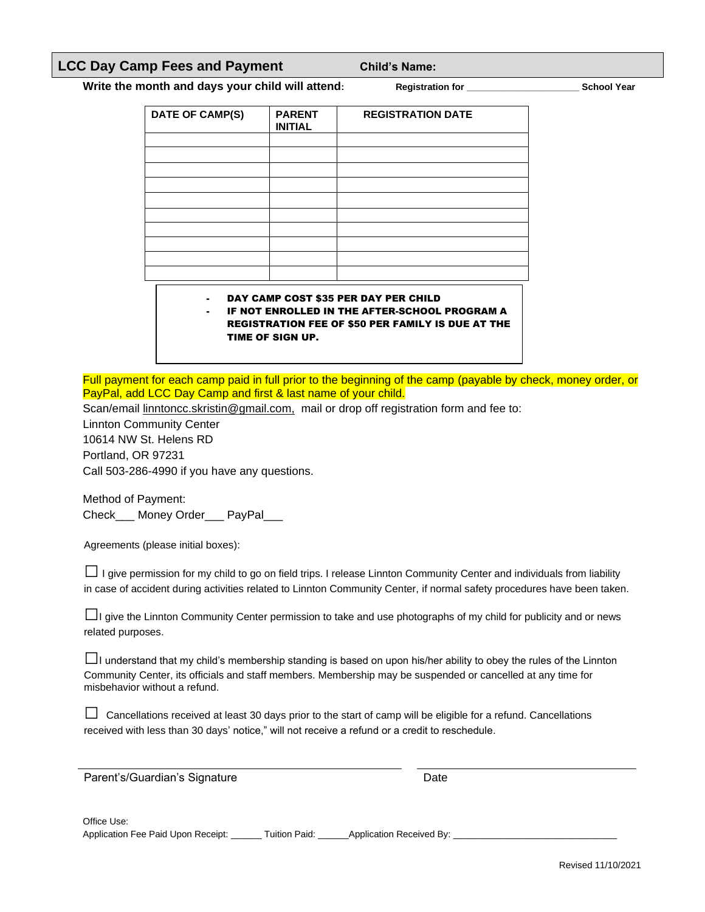## LCC Day Camp Fees and Payment

**Child's Name:**

**Write the month and days your child will attend:** **Registration for** _____________________ **School Year**

| DATE OF CAMP(S) | PARENT INITIAL | REGISTRATION DATE |
|---|---|---|
| | | |
| | | |
| | | |
| | | |
| | | |
| | | |
| | | |
| | | |
| | | |
| | | |

- **DAY CAMP COST $35 PER DAY PER CHILD**
- **IF NOT ENROLLED IN THE AFTER-SCHOOL PROGRAM A REGISTRATION FEE OF $50 PER FAMILY IS DUE AT THE TIME OF SIGN UP.**

Full payment for each camp paid in full prior to the beginning of the camp (payable by check, money order, or PayPal, add LCC Day Camp and first & last name of your child.

Scan/email linntoncc.skristin@gmail.com, mail or drop off registration form and fee to:
Linnton Community Center
10614 NW St. Helens RD
Portland, OR 97231
Call 503-286-4990 if you have any questions.

Method of Payment:
Check___ Money Order___ PayPal___

Agreements (please initial boxes):

☐ I give permission for my child to go on field trips. I release Linnton Community Center and individuals from liability in case of accident during activities related to Linnton Community Center, if normal safety procedures have been taken.

☐ I give the Linnton Community Center permission to take and use photographs of my child for publicity and or news related purposes.

☐ I understand that my child's membership standing is based on upon his/her ability to obey the rules of the Linnton Community Center, its officials and staff members. Membership may be suspended or cancelled at any time for misbehavior without a refund.

☐ Cancellations received at least 30 days prior to the start of camp will be eligible for a refund. Cancellations received with less than 30 days' notice," will not receive a refund or a credit to reschedule.

_________________________________________ _________________________

Parent's/Guardian's Signature Date

Office Use:
Application Fee Paid Upon Receipt: ______ Tuition Paid: ______ Application Received By: ______________________________

Revised 11/10/2021